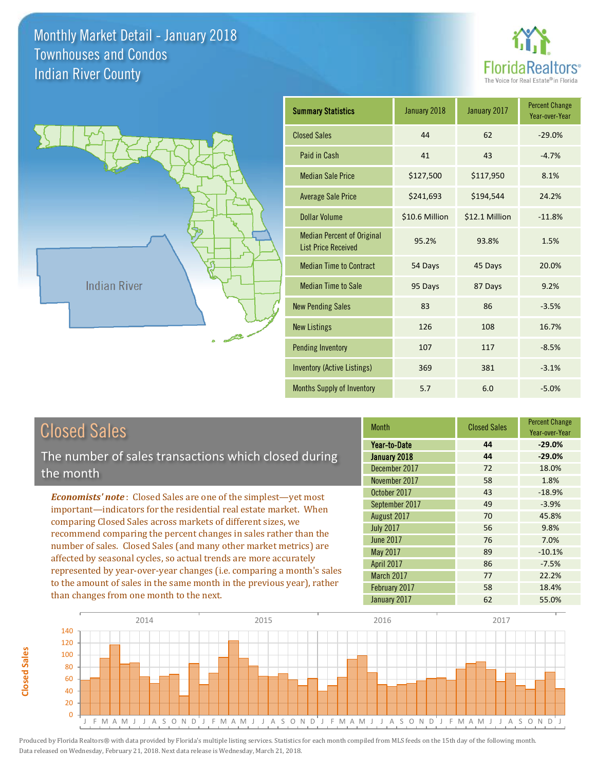# Monthly Market Detail - January 2018
## Townhouses and Condos
## Indian River County

FloridaRealtors® The Voice for Real Estate® in Florida

Indian River

| Summary Statistics | January 2018 | January 2017 | Percent Change Year-over-Year |
|---|---|---|---|
| Closed Sales | 44 | 62 | -29.0% |
| Paid in Cash | 41 | 43 | -4.7% |
| Median Sale Price | $127,500 | $117,950 | 8.1% |
| Average Sale Price | $241,693 | $194,544 | 24.2% |
| Dollar Volume | $10.6 Million | $12.1 Million | -11.8% |
| Median Percent of Original List Price Received | 95.2% | 93.8% | 1.5% |
| Median Time to Contract | 54 Days | 45 Days | 20.0% |
| Median Time to Sale | 95 Days | 87 Days | 9.2% |
| New Pending Sales | 83 | 86 | -3.5% |
| New Listings | 126 | 108 | 16.7% |
| Pending Inventory | 107 | 117 | -8.5% |
| Inventory (Active Listings) | 369 | 381 | -3.1% |
| Months Supply of Inventory | 5.7 | 6.0 | -5.0% |

## Closed Sales

The number of sales transactions which closed during the month

***Economists' note***: Closed Sales are one of the simplest—yet most important—indicators for the residential real estate market. When comparing Closed Sales across markets of different sizes, we recommend comparing the percent changes in sales rather than the number of sales. Closed Sales (and many other market metrics) are affected by seasonal cycles, so actual trends are more accurately represented by year-over-year changes (i.e. comparing a month's sales to the amount of sales in the same month in the previous year), rather than changes from one month to the next.

| Month | Closed Sales | Percent Change Year-over-Year |
|---|---|---|
| **Year-to-Date** | **44** | **-29.0%** |
| **January 2018** | **44** | **-29.0%** |
| December 2017 | 72 | 18.0% |
| November 2017 | 58 | 1.8% |
| October 2017 | 43 | -18.9% |
| September 2017 | 49 | -3.9% |
| August 2017 | 70 | 45.8% |
| July 2017 | 56 | 9.8% |
| June 2017 | 76 | 7.0% |
| May 2017 | 89 | -10.1% |
| April 2017 | 86 | -7.5% |
| March 2017 | 77 | 22.2% |
| February 2017 | 58 | 18.4% |
| January 2017 | 62 | 55.0% |

Produced by Florida Realtors® with data provided by Florida's multiple listing services. Statistics for each month compiled from MLS feeds on the 15th day of the following month. Data released on Wednesday, February 21, 2018. Next data release is Wednesday, March 21, 2018.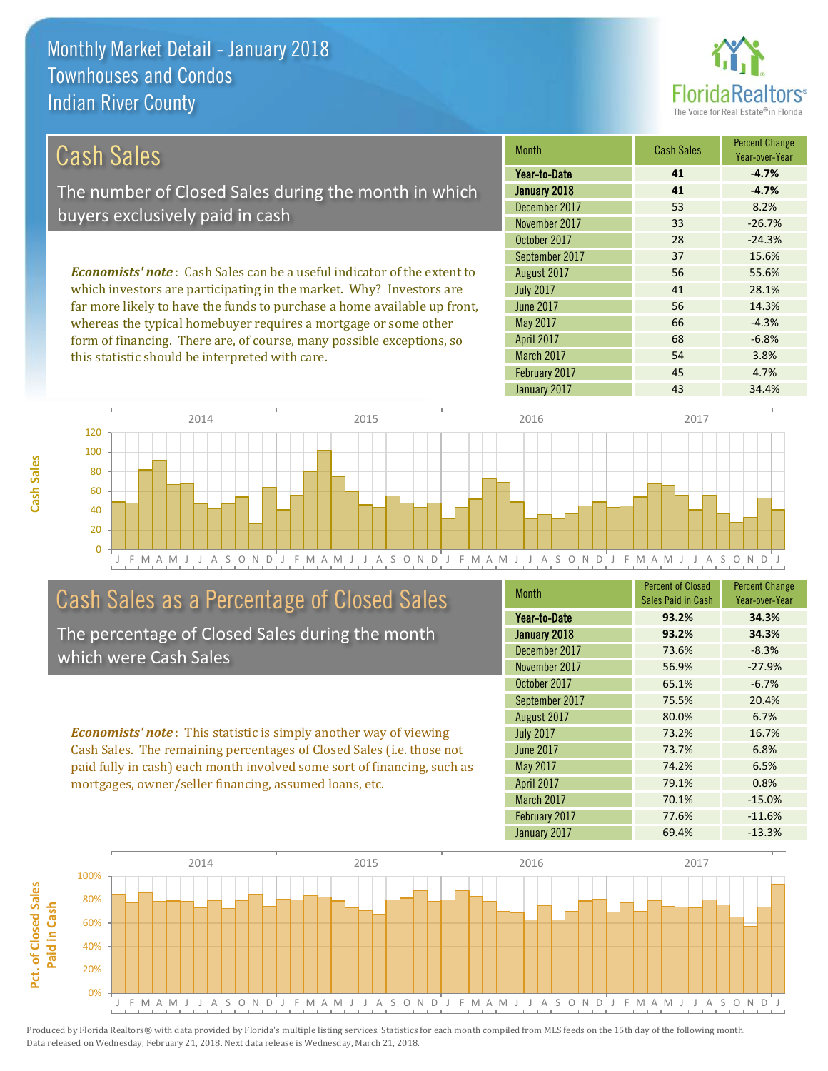# Monthly Market Detail - January 2018
## Townhouses and Condos
## Indian River County

## Cash Sales

The number of Closed Sales during the month in which buyers exclusively paid in cash

*Economists' note*: Cash Sales can be a useful indicator of the extent to which investors are participating in the market. Why? Investors are far more likely to have the funds to purchase a home available up front, whereas the typical homebuyer requires a mortgage or some other form of financing. There are, of course, many possible exceptions, so this statistic should be interpreted with care.

| Month | Cash Sales | Percent Change Year-over-Year |
|---|---|---|
| **Year-to-Date** | **41** | **-4.7%** |
| **January 2018** | **41** | **-4.7%** |
| December 2017 | 53 | 8.2% |
| November 2017 | 33 | -26.7% |
| October 2017 | 28 | -24.3% |
| September 2017 | 37 | 15.6% |
| August 2017 | 56 | 55.6% |
| July 2017 | 41 | 28.1% |
| June 2017 | 56 | 14.3% |
| May 2017 | 66 | -4.3% |
| April 2017 | 68 | -6.8% |
| March 2017 | 54 | 3.8% |
| February 2017 | 45 | 4.7% |
| January 2017 | 43 | 34.4% |

## Cash Sales as a Percentage of Closed Sales

The percentage of Closed Sales during the month which were Cash Sales

*Economists' note*: This statistic is simply another way of viewing Cash Sales. The remaining percentages of Closed Sales (i.e. those not paid fully in cash) each month involved some sort of financing, such as mortgages, owner/seller financing, assumed loans, etc.

| Month | Percent of Closed Sales Paid in Cash | Percent Change Year-over-Year |
|---|---|---|
| **Year-to-Date** | **93.2%** | **34.3%** |
| **January 2018** | **93.2%** | **34.3%** |
| December 2017 | 73.6% | -8.3% |
| November 2017 | 56.9% | -27.9% |
| October 2017 | 65.1% | -6.7% |
| September 2017 | 75.5% | 20.4% |
| August 2017 | 80.0% | 6.7% |
| July 2017 | 73.2% | 16.7% |
| June 2017 | 73.7% | 6.8% |
| May 2017 | 74.2% | 6.5% |
| April 2017 | 79.1% | 0.8% |
| March 2017 | 70.1% | -15.0% |
| February 2017 | 77.6% | -11.6% |
| January 2017 | 69.4% | -13.3% |

Produced by Florida Realtors® with data provided by Florida's multiple listing services. Statistics for each month compiled from MLS feeds on the 15th day of the following month. Data released on Wednesday, February 21, 2018. Next data release is Wednesday, March 21, 2018.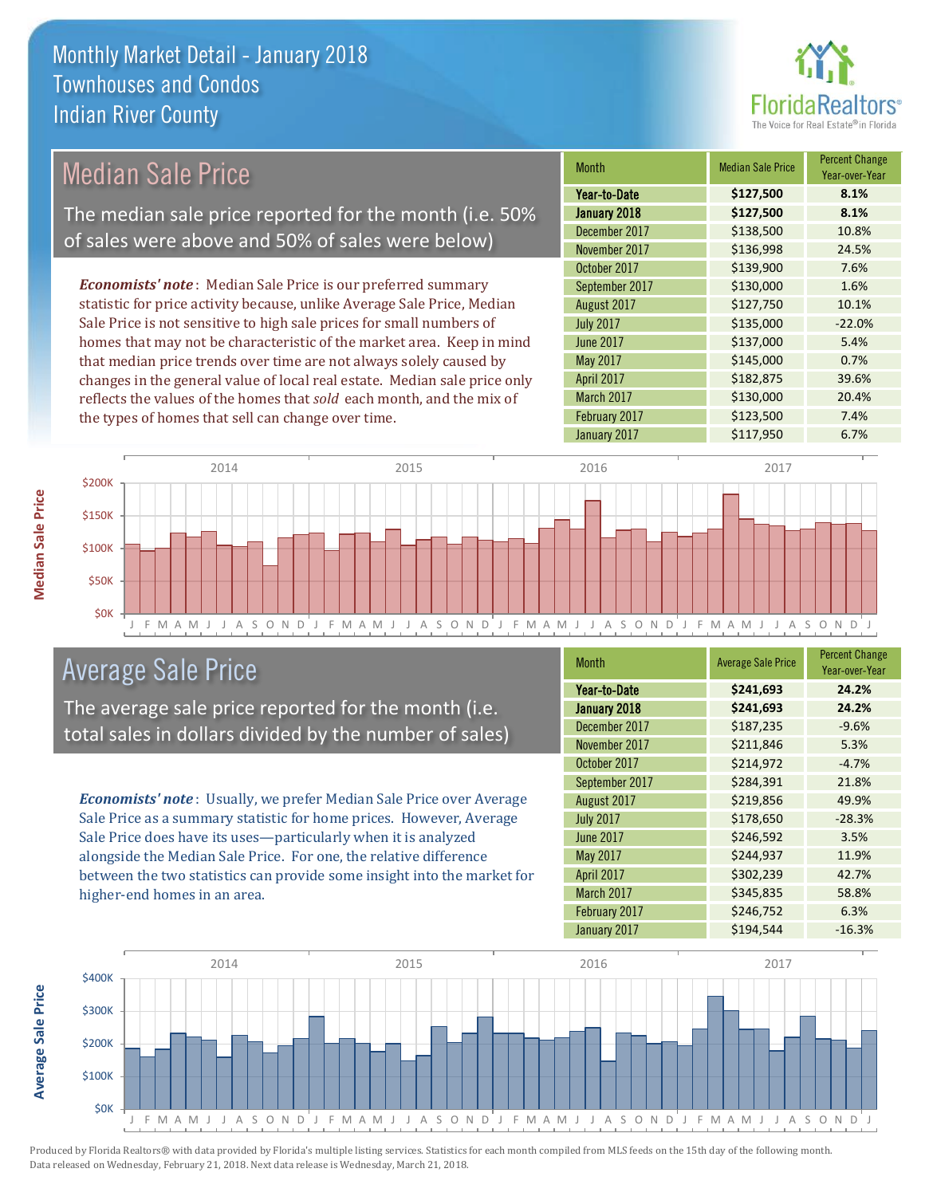# Monthly Market Detail - January 2018
## Townhouses and Condos
## Indian River County

## Median Sale Price

The median sale price reported for the month (i.e. 50% of sales were above and 50% of sales were below)

*Economists' note*: Median Sale Price is our preferred summary statistic for price activity because, unlike Average Sale Price, Median Sale Price is not sensitive to high sale prices for small numbers of homes that may not be characteristic of the market area. Keep in mind that median price trends over time are not always solely caused by changes in the general value of local real estate. Median sale price only reflects the values of the homes that *sold* each month, and the mix of the types of homes that sell can change over time.

| Month | Median Sale Price | Percent Change Year-over-Year |
|---|---|---|
| **Year-to-Date** | **$127,500** | **8.1%** |
| **January 2018** | **$127,500** | **8.1%** |
| December 2017 | $138,500 | 10.8% |
| November 2017 | $136,998 | 24.5% |
| October 2017 | $139,900 | 7.6% |
| September 2017 | $130,000 | 1.6% |
| August 2017 | $127,750 | 10.1% |
| July 2017 | $135,000 | -22.0% |
| June 2017 | $137,000 | 5.4% |
| May 2017 | $145,000 | 0.7% |
| April 2017 | $182,875 | 39.6% |
| March 2017 | $130,000 | 20.4% |
| February 2017 | $123,500 | 7.4% |
| January 2017 | $117,950 | 6.7% |

## Average Sale Price

The average sale price reported for the month (i.e. total sales in dollars divided by the number of sales)

*Economists' note*: Usually, we prefer Median Sale Price over Average Sale Price as a summary statistic for home prices. However, Average Sale Price does have its uses—particularly when it is analyzed alongside the Median Sale Price. For one, the relative difference between the two statistics can provide some insight into the market for higher-end homes in an area.

| Month | Average Sale Price | Percent Change Year-over-Year |
|---|---|---|
| **Year-to-Date** | **$241,693** | **24.2%** |
| **January 2018** | **$241,693** | **24.2%** |
| December 2017 | $187,235 | -9.6% |
| November 2017 | $211,846 | 5.3% |
| October 2017 | $214,972 | -4.7% |
| September 2017 | $284,391 | 21.8% |
| August 2017 | $219,856 | 49.9% |
| July 2017 | $178,650 | -28.3% |
| June 2017 | $246,592 | 3.5% |
| May 2017 | $244,937 | 11.9% |
| April 2017 | $302,239 | 42.7% |
| March 2017 | $345,835 | 58.8% |
| February 2017 | $246,752 | 6.3% |
| January 2017 | $194,544 | -16.3% |

Produced by Florida Realtors® with data provided by Florida's multiple listing services. Statistics for each month compiled from MLS feeds on the 15th day of the following month. Data released on Wednesday, February 21, 2018. Next data release is Wednesday, March 21, 2018.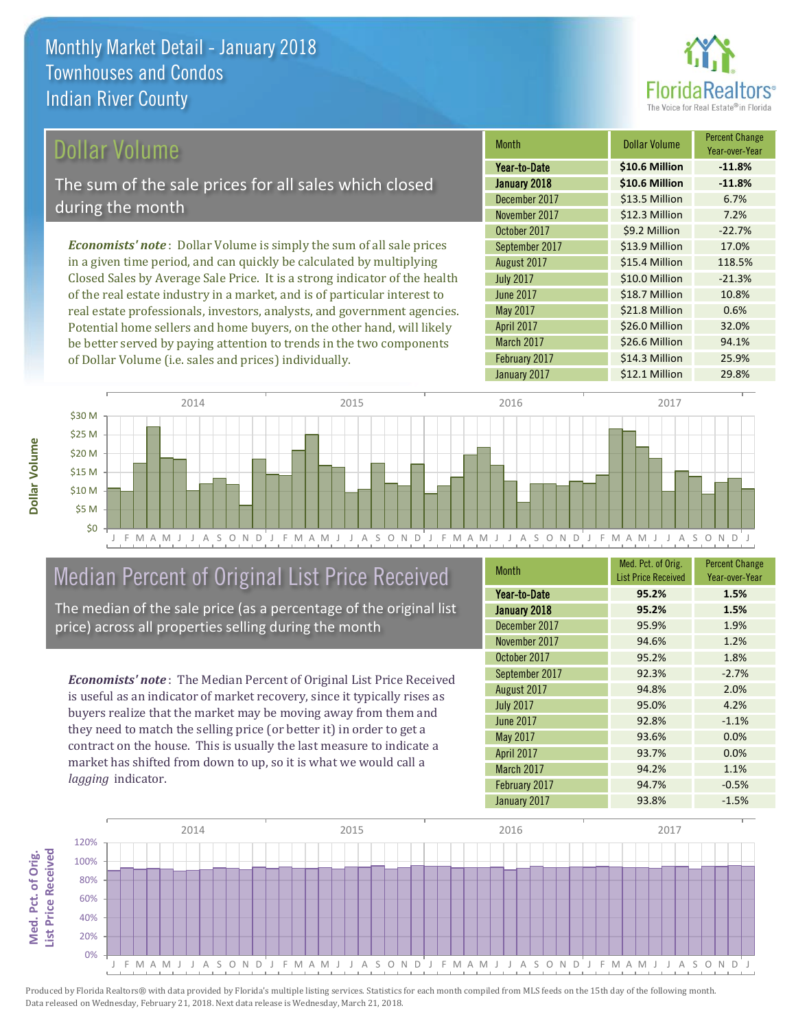# Monthly Market Detail - January 2018
## Townhouses and Condos
## Indian River County

## Dollar Volume

The sum of the sale prices for all sales which closed during the month

*Economists' note*: Dollar Volume is simply the sum of all sale prices in a given time period, and can quickly be calculated by multiplying Closed Sales by Average Sale Price. It is a strong indicator of the health of the real estate industry in a market, and is of particular interest to real estate professionals, investors, analysts, and government agencies. Potential home sellers and home buyers, on the other hand, will likely be better served by paying attention to trends in the two components of Dollar Volume (i.e. sales and prices) individually.

| Month | Dollar Volume | Percent Change Year-over-Year |
|---|---|---|
| **Year-to-Date** | **$10.6 Million** | **-11.8%** |
| **January 2018** | **$10.6 Million** | **-11.8%** |
| December 2017 | $13.5 Million | 6.7% |
| November 2017 | $12.3 Million | 7.2% |
| October 2017 | $9.2 Million | -22.7% |
| September 2017 | $13.9 Million | 17.0% |
| August 2017 | $15.4 Million | 118.5% |
| July 2017 | $10.0 Million | -21.3% |
| June 2017 | $18.7 Million | 10.8% |
| May 2017 | $21.8 Million | 0.6% |
| April 2017 | $26.0 Million | 32.0% |
| March 2017 | $26.6 Million | 94.1% |
| February 2017 | $14.3 Million | 25.9% |
| January 2017 | $12.1 Million | 29.8% |

## Median Percent of Original List Price Received

The median of the sale price (as a percentage of the original list price) across all properties selling during the month

*Economists' note*: The Median Percent of Original List Price Received is useful as an indicator of market recovery, since it typically rises as buyers realize that the market may be moving away from them and they need to match the selling price (or better it) in order to get a contract on the house. This is usually the last measure to indicate a market has shifted from down to up, so it is what we would call a *lagging* indicator.

| Month | Med. Pct. of Orig. List Price Received | Percent Change Year-over-Year |
|---|---|---|
| **Year-to-Date** | **95.2%** | **1.5%** |
| **January 2018** | **95.2%** | **1.5%** |
| December 2017 | 95.9% | 1.9% |
| November 2017 | 94.6% | 1.2% |
| October 2017 | 95.2% | 1.8% |
| September 2017 | 92.3% | -2.7% |
| August 2017 | 94.8% | 2.0% |
| July 2017 | 95.0% | 4.2% |
| June 2017 | 92.8% | -1.1% |
| May 2017 | 93.6% | 0.0% |
| April 2017 | 93.7% | 0.0% |
| March 2017 | 94.2% | 1.1% |
| February 2017 | 94.7% | -0.5% |
| January 2017 | 93.8% | -1.5% |

Produced by Florida Realtors® with data provided by Florida's multiple listing services. Statistics for each month compiled from MLS feeds on the 15th day of the following month. Data released on Wednesday, February 21, 2018. Next data release is Wednesday, March 21, 2018.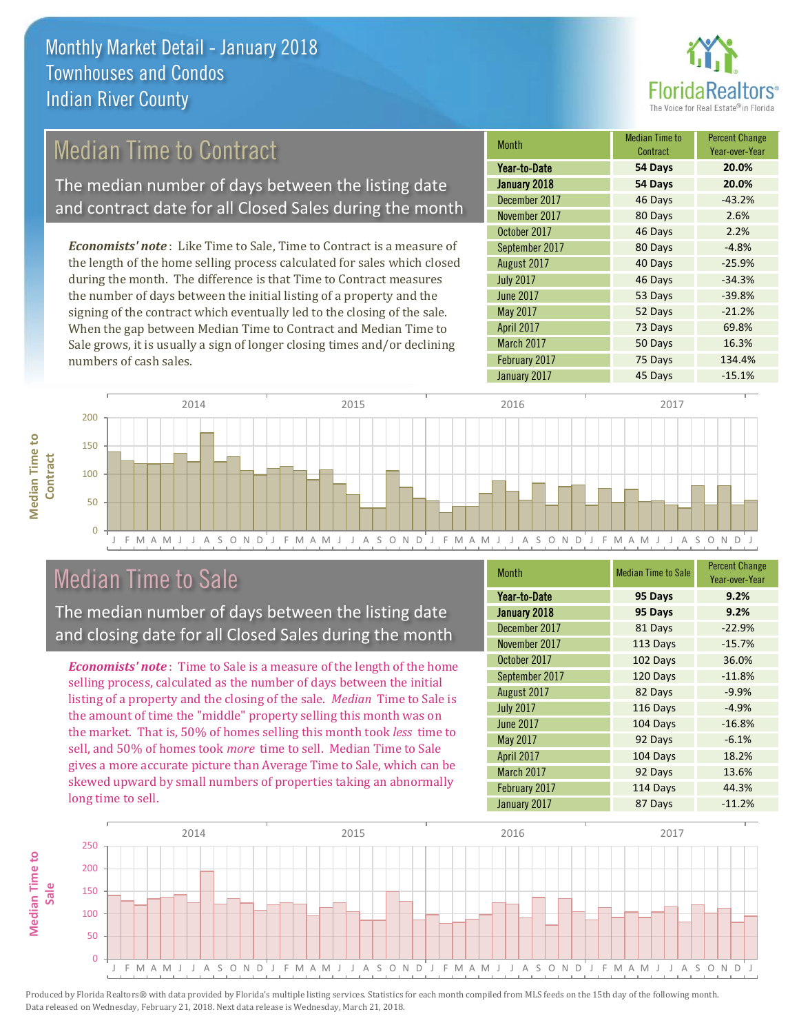# Monthly Market Detail - January 2018
## Townhouses and Condos
## Indian River County

## Median Time to Contract

The median number of days between the listing date and contract date for all Closed Sales during the month

*Economists' note*: Like Time to Sale, Time to Contract is a measure of the length of the home selling process calculated for sales which closed during the month. The difference is that Time to Contract measures the number of days between the initial listing of a property and the signing of the contract which eventually led to the closing of the sale. When the gap between Median Time to Contract and Median Time to Sale grows, it is usually a sign of longer closing times and/or declining numbers of cash sales.

| Month | Median Time to Contract | Percent Change Year-over-Year |
|---|---|---|
| **Year-to-Date** | **54 Days** | **20.0%** |
| **January 2018** | **54 Days** | **20.0%** |
| December 2017 | 46 Days | -43.2% |
| November 2017 | 80 Days | 2.6% |
| October 2017 | 46 Days | 2.2% |
| September 2017 | 80 Days | -4.8% |
| August 2017 | 40 Days | -25.9% |
| July 2017 | 46 Days | -34.3% |
| June 2017 | 53 Days | -39.8% |
| May 2017 | 52 Days | -21.2% |
| April 2017 | 73 Days | 69.8% |
| March 2017 | 50 Days | 16.3% |
| February 2017 | 75 Days | 134.4% |
| January 2017 | 45 Days | -15.1% |

## Median Time to Sale

The median number of days between the listing date and closing date for all Closed Sales during the month

*Economists' note*: Time to Sale is a measure of the length of the home selling process, calculated as the number of days between the initial listing of a property and the closing of the sale. *Median* Time to Sale is the amount of time the "middle" property selling this month was on the market. That is, 50% of homes selling this month took *less* time to sell, and 50% of homes took *more* time to sell. Median Time to Sale gives a more accurate picture than Average Time to Sale, which can be skewed upward by small numbers of properties taking an abnormally long time to sell.

| Month | Median Time to Sale | Percent Change Year-over-Year |
|---|---|---|
| **Year-to-Date** | **95 Days** | **9.2%** |
| **January 2018** | **95 Days** | **9.2%** |
| December 2017 | 81 Days | -22.9% |
| November 2017 | 113 Days | -15.7% |
| October 2017 | 102 Days | 36.0% |
| September 2017 | 120 Days | -11.8% |
| August 2017 | 82 Days | -9.9% |
| July 2017 | 116 Days | -4.9% |
| June 2017 | 104 Days | -16.8% |
| May 2017 | 92 Days | -6.1% |
| April 2017 | 104 Days | 18.2% |
| March 2017 | 92 Days | 13.6% |
| February 2017 | 114 Days | 44.3% |
| January 2017 | 87 Days | -11.2% |

Produced by Florida Realtors® with data provided by Florida's multiple listing services. Statistics for each month compiled from MLS feeds on the 15th day of the following month. Data released on Wednesday, February 21, 2018. Next data release is Wednesday, March 21, 2018.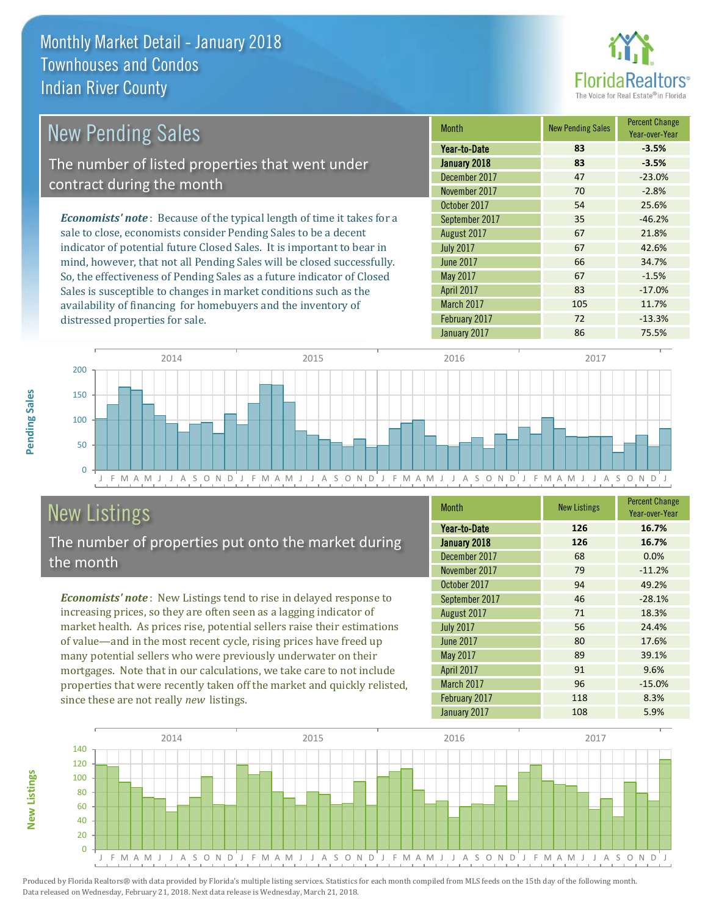# Monthly Market Detail - January 2018
## Townhouses and Condos
## Indian River County

## New Pending Sales

The number of listed properties that went under contract during the month

***Economists' note***: Because of the typical length of time it takes for a sale to close, economists consider Pending Sales to be a decent indicator of potential future Closed Sales. It is important to bear in mind, however, that not all Pending Sales will be closed successfully. So, the effectiveness of Pending Sales as a future indicator of Closed Sales is susceptible to changes in market conditions such as the availability of financing for homebuyers and the inventory of distressed properties for sale.

| Month | New Pending Sales | Percent Change Year-over-Year |
|---|---|---|
| **Year-to-Date** | **83** | **-3.5%** |
| **January 2018** | **83** | **-3.5%** |
| December 2017 | 47 | -23.0% |
| November 2017 | 70 | -2.8% |
| October 2017 | 54 | 25.6% |
| September 2017 | 35 | -46.2% |
| August 2017 | 67 | 21.8% |
| July 2017 | 67 | 42.6% |
| June 2017 | 66 | 34.7% |
| May 2017 | 67 | -1.5% |
| April 2017 | 83 | -17.0% |
| March 2017 | 105 | 11.7% |
| February 2017 | 72 | -13.3% |
| January 2017 | 86 | 75.5% |

## New Listings

The number of properties put onto the market during the month

***Economists' note***: New Listings tend to rise in delayed response to increasing prices, so they are often seen as a lagging indicator of market health. As prices rise, potential sellers raise their estimations of value—and in the most recent cycle, rising prices have freed up many potential sellers who were previously underwater on their mortgages. Note that in our calculations, we take care to not include properties that were recently taken off the market and quickly relisted, since these are not really *new* listings.

| Month | New Listings | Percent Change Year-over-Year |
|---|---|---|
| **Year-to-Date** | **126** | **16.7%** |
| **January 2018** | **126** | **16.7%** |
| December 2017 | 68 | 0.0% |
| November 2017 | 79 | -11.2% |
| October 2017 | 94 | 49.2% |
| September 2017 | 46 | -28.1% |
| August 2017 | 71 | 18.3% |
| July 2017 | 56 | 24.4% |
| June 2017 | 80 | 17.6% |
| May 2017 | 89 | 39.1% |
| April 2017 | 91 | 9.6% |
| March 2017 | 96 | -15.0% |
| February 2017 | 118 | 8.3% |
| January 2017 | 108 | 5.9% |

Produced by Florida Realtors® with data provided by Florida's multiple listing services. Statistics for each month compiled from MLS feeds on the 15th day of the following month. Data released on Wednesday, February 21, 2018. Next data release is Wednesday, March 21, 2018.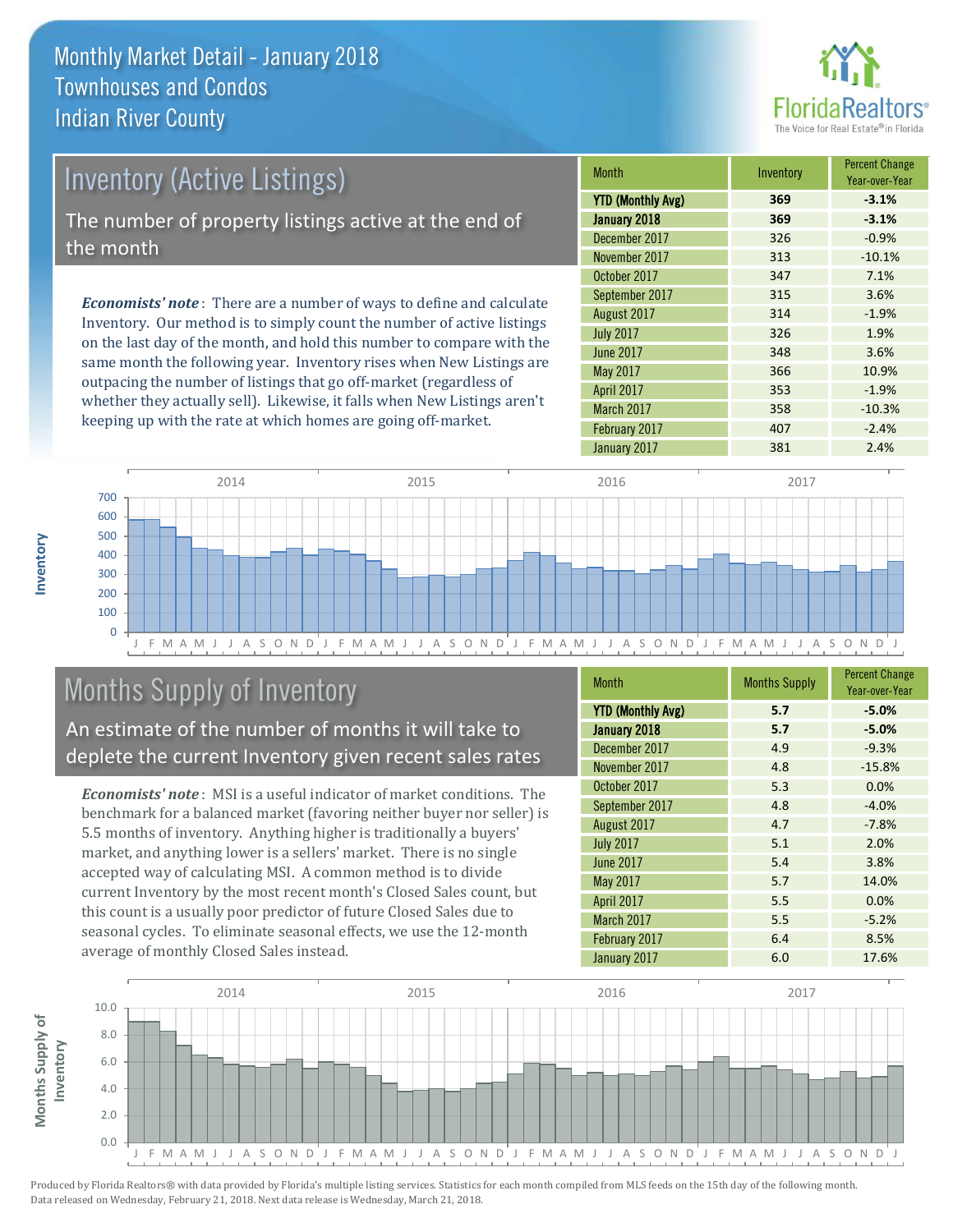# Monthly Market Detail - January 2018
## Townhouses and Condos
## Indian River County

## Inventory (Active Listings)

The number of property listings active at the end of the month

*Economists' note*: There are a number of ways to define and calculate Inventory. Our method is to simply count the number of active listings on the last day of the month, and hold this number to compare with the same month the following year. Inventory rises when New Listings are outpacing the number of listings that go off-market (regardless of whether they actually sell). Likewise, it falls when New Listings aren't keeping up with the rate at which homes are going off-market.

| Month | Inventory | Percent Change Year-over-Year |
|---|---|---|
| **YTD (Monthly Avg)** | **369** | **-3.1%** |
| **January 2018** | **369** | **-3.1%** |
| December 2017 | 326 | -0.9% |
| November 2017 | 313 | -10.1% |
| October 2017 | 347 | 7.1% |
| September 2017 | 315 | 3.6% |
| August 2017 | 314 | -1.9% |
| July 2017 | 326 | 1.9% |
| June 2017 | 348 | 3.6% |
| May 2017 | 366 | 10.9% |
| April 2017 | 353 | -1.9% |
| March 2017 | 358 | -10.3% |
| February 2017 | 407 | -2.4% |
| January 2017 | 381 | 2.4% |

## Months Supply of Inventory

An estimate of the number of months it will take to deplete the current Inventory given recent sales rates

*Economists' note*: MSI is a useful indicator of market conditions. The benchmark for a balanced market (favoring neither buyer nor seller) is 5.5 months of inventory. Anything higher is traditionally a buyers' market, and anything lower is a sellers' market. There is no single accepted way of calculating MSI. A common method is to divide current Inventory by the most recent month's Closed Sales count, but this count is a usually poor predictor of future Closed Sales due to seasonal cycles. To eliminate seasonal effects, we use the 12-month average of monthly Closed Sales instead.

| Month | Months Supply | Percent Change Year-over-Year |
|---|---|---|
| **YTD (Monthly Avg)** | **5.7** | **-5.0%** |
| **January 2018** | **5.7** | **-5.0%** |
| December 2017 | 4.9 | -9.3% |
| November 2017 | 4.8 | -15.8% |
| October 2017 | 5.3 | 0.0% |
| September 2017 | 4.8 | -4.0% |
| August 2017 | 4.7 | -7.8% |
| July 2017 | 5.1 | 2.0% |
| June 2017 | 5.4 | 3.8% |
| May 2017 | 5.7 | 14.0% |
| April 2017 | 5.5 | 0.0% |
| March 2017 | 5.5 | -5.2% |
| February 2017 | 6.4 | 8.5% |
| January 2017 | 6.0 | 17.6% |

Produced by Florida Realtors® with data provided by Florida's multiple listing services. Statistics for each month compiled from MLS feeds on the 15th day of the following month. Data released on Wednesday, February 21, 2018. Next data release is Wednesday, March 21, 2018.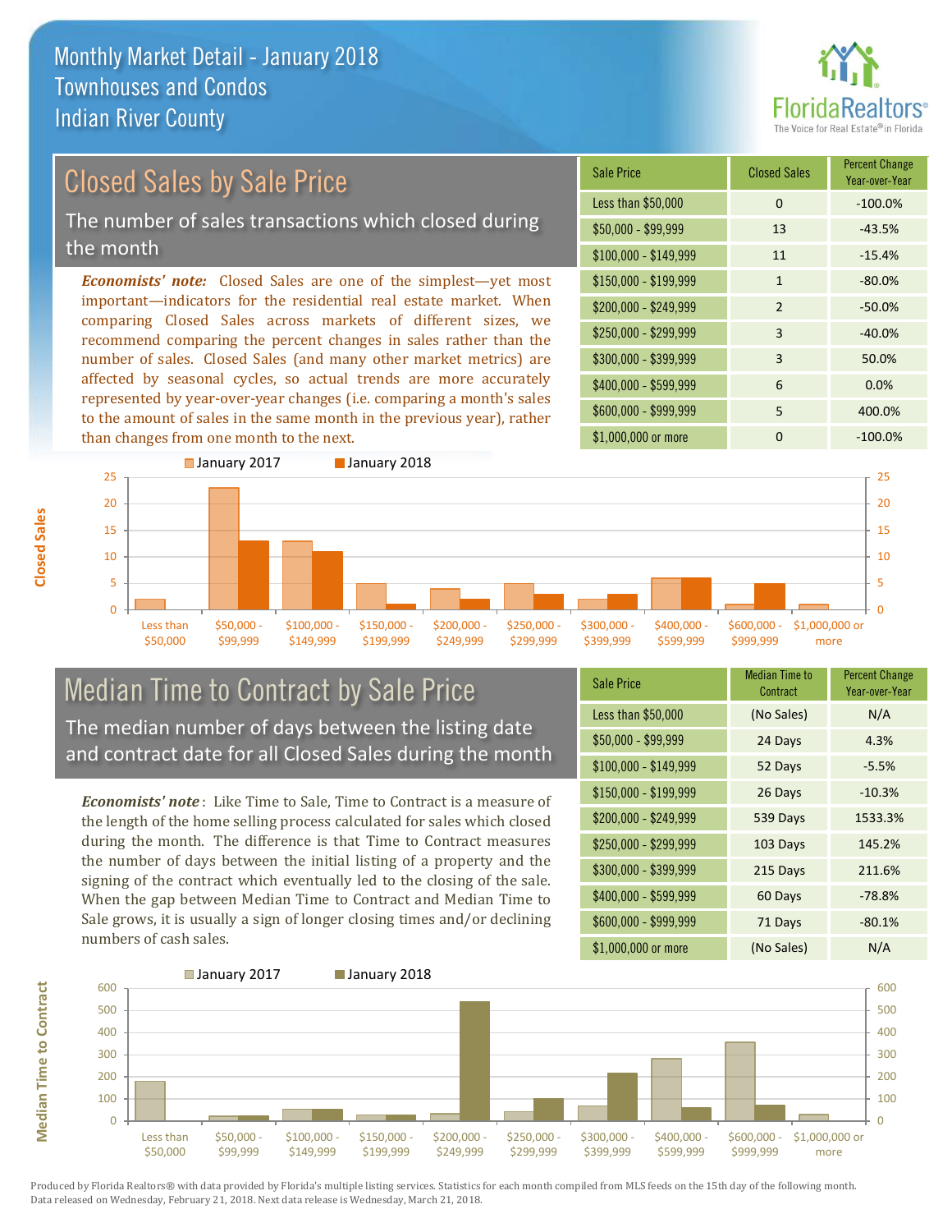# Monthly Market Detail - January 2018
## Townhouses and Condos
## Indian River County

FloridaRealtors® The Voice for Real Estate® in Florida

## Closed Sales by Sale Price

The number of sales transactions which closed during the month

***Economists' note:*** Closed Sales are one of the simplest—yet most important—indicators for the residential real estate market. When comparing Closed Sales across markets of different sizes, we recommend comparing the percent changes in sales rather than the number of sales. Closed Sales (and many other market metrics) are affected by seasonal cycles, so actual trends are more accurately represented by year-over-year changes (i.e. comparing a month's sales to the amount of sales in the same month in the previous year), rather than changes from one month to the next.

| Sale Price | Closed Sales | Percent Change Year-over-Year |
|---|---|---|
| Less than $50,000 | 0 | -100.0% |
| $50,000 - $99,999 | 13 | -43.5% |
| $100,000 - $149,999 | 11 | -15.4% |
| $150,000 - $199,999 | 1 | -80.0% |
| $200,000 - $249,999 | 2 | -50.0% |
| $250,000 - $299,999 | 3 | -40.0% |
| $300,000 - $399,999 | 3 | 50.0% |
| $400,000 - $599,999 | 6 | 0.0% |
| $600,000 - $999,999 | 5 | 400.0% |
| $1,000,000 or more | 0 | -100.0% |

## Median Time to Contract by Sale Price

The median number of days between the listing date and contract date for all Closed Sales during the month

***Economists' note*** : Like Time to Sale, Time to Contract is a measure of the length of the home selling process calculated for sales which closed during the month. The difference is that Time to Contract measures the number of days between the initial listing of a property and the signing of the contract which eventually led to the closing of the sale. When the gap between Median Time to Contract and Median Time to Sale grows, it is usually a sign of longer closing times and/or declining numbers of cash sales.

| Sale Price | Median Time to Contract | Percent Change Year-over-Year |
|---|---|---|
| Less than $50,000 | (No Sales) | N/A |
| $50,000 - $99,999 | 24 Days | 4.3% |
| $100,000 - $149,999 | 52 Days | -5.5% |
| $150,000 - $199,999 | 26 Days | -10.3% |
| $200,000 - $249,999 | 539 Days | 1533.3% |
| $250,000 - $299,999 | 103 Days | 145.2% |
| $300,000 - $399,999 | 215 Days | 211.6% |
| $400,000 - $599,999 | 60 Days | -78.8% |
| $600,000 - $999,999 | 71 Days | -80.1% |
| $1,000,000 or more | (No Sales) | N/A |

Produced by Florida Realtors® with data provided by Florida's multiple listing services. Statistics for each month compiled from MLS feeds on the 15th day of the following month. Data released on Wednesday, February 21, 2018. Next data release is Wednesday, March 21, 2018.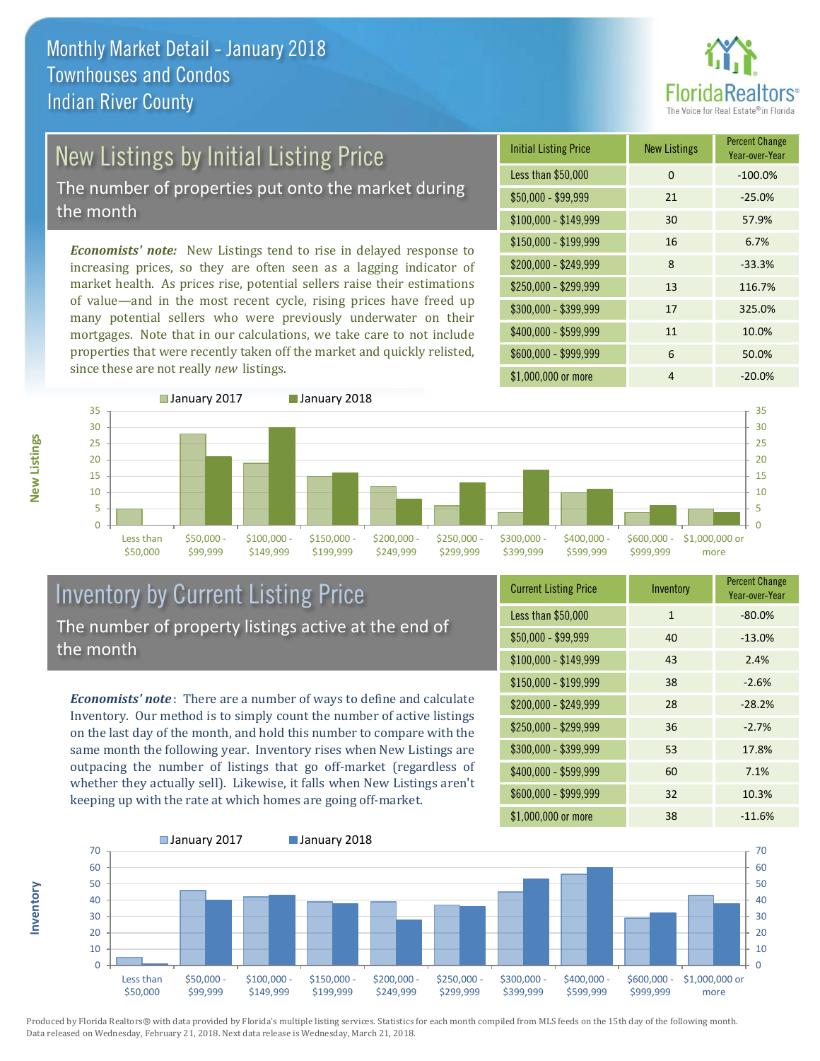# Monthly Market Detail - January 2018
## Townhouses and Condos
## Indian River County

## New Listings by Initial Listing Price

The number of properties put onto the market during the month

*Economists' note:* New Listings tend to rise in delayed response to increasing prices, so they are often seen as a lagging indicator of market health. As prices rise, potential sellers raise their estimations of value—and in the most recent cycle, rising prices have freed up many potential sellers who were previously underwater on their mortgages. Note that in our calculations, we take care to not include properties that were recently taken off the market and quickly relisted, since these are not really *new* listings.

| Initial Listing Price | New Listings | Percent Change Year-over-Year |
|---|---|---|
| Less than $50,000 | 0 | -100.0% |
| $50,000 - $99,999 | 21 | -25.0% |
| $100,000 - $149,999 | 30 | 57.9% |
| $150,000 - $199,999 | 16 | 6.7% |
| $200,000 - $249,999 | 8 | -33.3% |
| $250,000 - $299,999 | 13 | 116.7% |
| $300,000 - $399,999 | 17 | 325.0% |
| $400,000 - $599,999 | 11 | 10.0% |
| $600,000 - $999,999 | 6 | 50.0% |
| $1,000,000 or more | 4 | -20.0% |

## Inventory by Current Listing Price

The number of property listings active at the end of the month

*Economists' note*: There are a number of ways to define and calculate Inventory. Our method is to simply count the number of active listings on the last day of the month, and hold this number to compare with the same month the following year. Inventory rises when New Listings are outpacing the number of listings that go off-market (regardless of whether they actually sell). Likewise, it falls when New Listings aren't keeping up with the rate at which homes are going off-market.

| Current Listing Price | Inventory | Percent Change Year-over-Year |
|---|---|---|
| Less than $50,000 | 1 | -80.0% |
| $50,000 - $99,999 | 40 | -13.0% |
| $100,000 - $149,999 | 43 | 2.4% |
| $150,000 - $199,999 | 38 | -2.6% |
| $200,000 - $249,999 | 28 | -28.2% |
| $250,000 - $299,999 | 36 | -2.7% |
| $300,000 - $399,999 | 53 | 17.8% |
| $400,000 - $599,999 | 60 | 7.1% |
| $600,000 - $999,999 | 32 | 10.3% |
| $1,000,000 or more | 38 | -11.6% |

Produced by Florida Realtors® with data provided by Florida's multiple listing services. Statistics for each month compiled from MLS feeds on the 15th day of the following month. Data released on Wednesday, February 21, 2018. Next data release is Wednesday, March 21, 2018.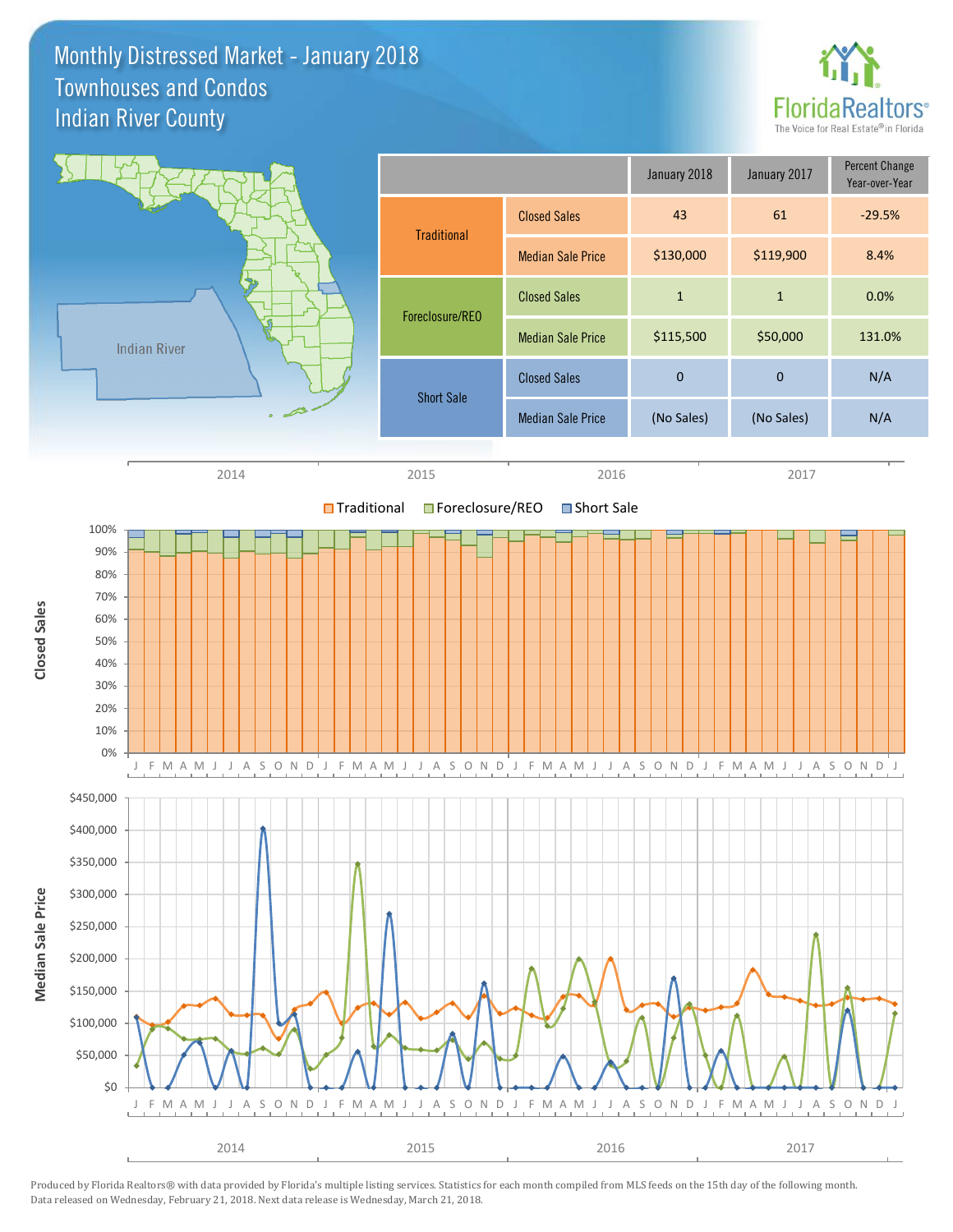# Monthly Distressed Market - January 2018
## Townhouses and Condos
## Indian River County

FloridaRealtors®
The Voice for Real Estate® in Florida

Indian River

| | | January 2018 | January 2017 | Percent Change Year-over-Year |
|---|---|---|---|---|
| Traditional | Closed Sales | 43 | 61 | -29.5% |
| | Median Sale Price | $130,000 | $119,900 | 8.4% |
| Foreclosure/REO | Closed Sales | 1 | 1 | 0.0% |
| | Median Sale Price | $115,500 | $50,000 | 131.0% |
| Short Sale | Closed Sales | 0 | 0 | N/A |
| | Median Sale Price | (No Sales) | (No Sales) | N/A |

2014 2015 2016 2017

Traditional  Foreclosure/REO  Short Sale

Closed Sales

100% 90% 80% 70% 60% 50% 40% 30% 20% 10% 0%

J F M A M J J A S O N D J F M A M J J A S O N D J F M A M J J A S O N D J F M A M J J A S O N D J

Median Sale Price

$450,000 $400,000 $350,000 $300,000 $250,000 $200,000 $150,000 $100,000 $50,000 $0

J F M A M J J A S O N D J F M A M J J A S O N D J F M A M J J A S O N D J F M A M J J A S O N D J

2014 2015 2016 2017

Produced by Florida Realtors® with data provided by Florida's multiple listing services. Statistics for each month compiled from MLS feeds on the 15th day of the following month. Data released on Wednesday, February 21, 2018. Next data release is Wednesday, March 21, 2018.